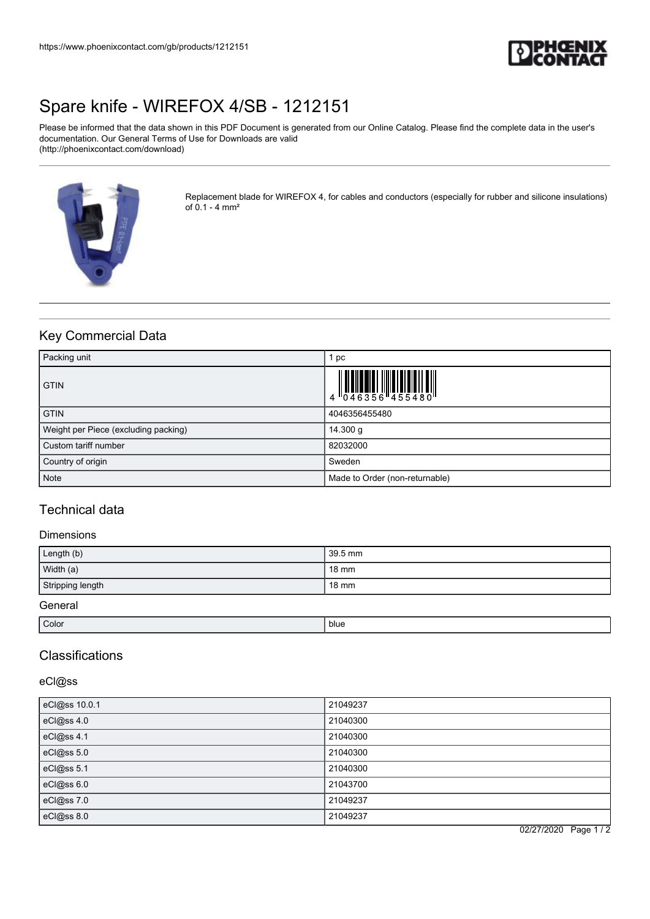https://www.phoenixcontact.com/gb/products/1212151

# Spare knife - WIREFOX 4/SB - 1212151

Please be informed that the data shown in this PDF Document is generated from our Online Catalog. Please find the complete data in the user's documentation. Our General Terms of Use for Downloads are valid (http://phoenixcontact.com/download)

Replacement blade for WIREFOX 4, for cables and conductors (especially for rubber and silicone insulations) of 0.1 - 4 mm²

## Key Commercial Data

| Packing unit | 1 pc |
|---|---|
| GTIN | 4 046356 455480 |
| GTIN | 4046356455480 |
| Weight per Piece (excluding packing) | 14.300 g |
| Custom tariff number | 82032000 |
| Country of origin | Sweden |
| Note | Made to Order (non-returnable) |

## Technical data

### Dimensions

| Length (b) | 39.5 mm |
|---|---|
| Width (a) | 18 mm |
| Stripping length | 18 mm |

### General

| Color | blue |
|---|---|

## Classifications

### eCl@ss

| eCl@ss 10.0.1 | 21049237 |
|---|---|
| eCl@ss 4.0 | 21040300 |
| eCl@ss 4.1 | 21040300 |
| eCl@ss 5.0 | 21040300 |
| eCl@ss 5.1 | 21040300 |
| eCl@ss 6.0 | 21043700 |
| eCl@ss 7.0 | 21049237 |
| eCl@ss 8.0 | 21049237 |

02/27/2020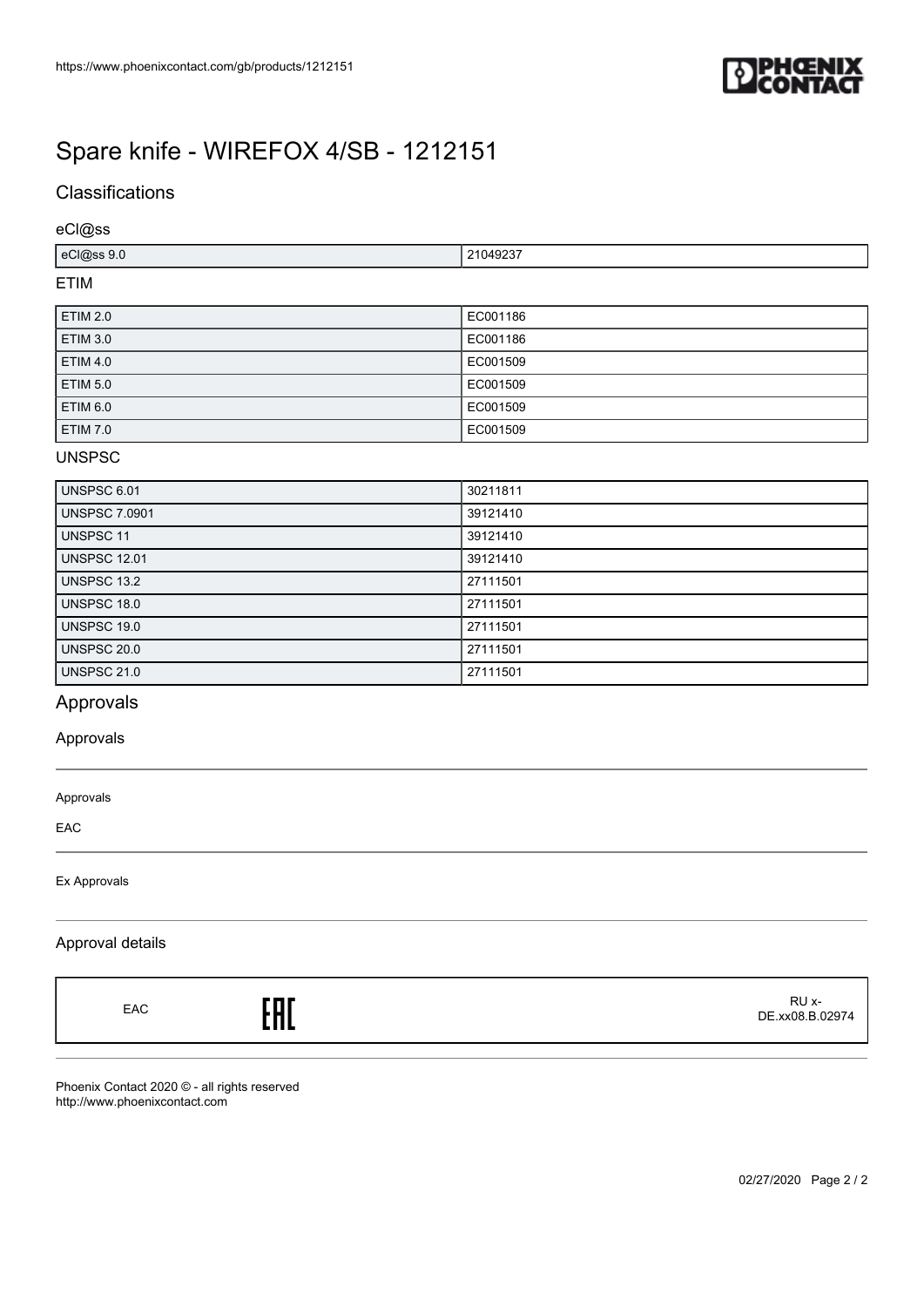# Spare knife - WIREFOX 4/SB - 1212151

## Classifications

### eCl@ss

| | |
|---|---|
| eCl@ss 9.0 | 21049237 |

### ETIM

| | |
|---|---|
| ETIM 2.0 | EC001186 |
| ETIM 3.0 | EC001186 |
| ETIM 4.0 | EC001509 |
| ETIM 5.0 | EC001509 |
| ETIM 6.0 | EC001509 |
| ETIM 7.0 | EC001509 |

### UNSPSC

| | |
|---|---|
| UNSPSC 6.01 | 30211811 |
| UNSPSC 7.0901 | 39121410 |
| UNSPSC 11 | 39121410 |
| UNSPSC 12.01 | 39121410 |
| UNSPSC 13.2 | 27111501 |
| UNSPSC 18.0 | 27111501 |
| UNSPSC 19.0 | 27111501 |
| UNSPSC 20.0 | 27111501 |
| UNSPSC 21.0 | 27111501 |

## Approvals

### Approvals

Approvals

EAC

Ex Approvals

### Approval details

| | | |
|---|---|---|
| EAC | EAC | RU x-DE.xx08.B.02974 |

Phoenix Contact 2020 © - all rights reserved
http://www.phoenixcontact.com